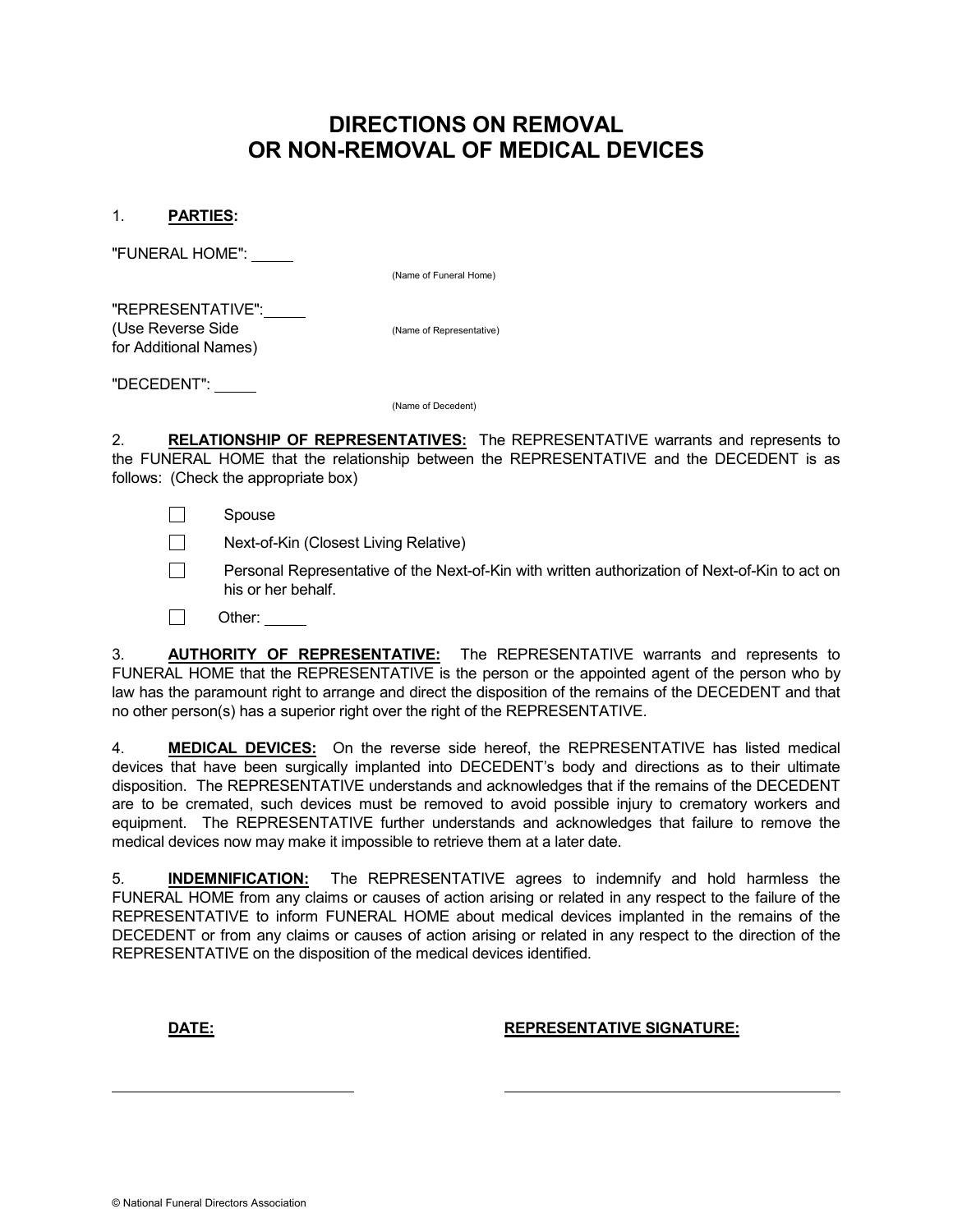# DIRECTIONS ON REMOVAL OR NON-REMOVAL OF MEDICAL DEVICES

1. **PARTIES:**

"FUNERAL HOME": _____

(Name of Funeral Home)

"REPRESENTATIVE": _____
(Use Reverse Side for Additional Names)

(Name of Representative)

"DECEDENT": _____

(Name of Decedent)

2. **RELATIONSHIP OF REPRESENTATIVES:** The REPRESENTATIVE warrants and represents to the FUNERAL HOME that the relationship between the REPRESENTATIVE and the DECEDENT is as follows: (Check the appropriate box)

- ☐ Spouse
- ☐ Next-of-Kin (Closest Living Relative)
- ☐ Personal Representative of the Next-of-Kin with written authorization of Next-of-Kin to act on his or her behalf.
- ☐ Other: _____

3. **AUTHORITY OF REPRESENTATIVE:** The REPRESENTATIVE warrants and represents to FUNERAL HOME that the REPRESENTATIVE is the person or the appointed agent of the person who by law has the paramount right to arrange and direct the disposition of the remains of the DECEDENT and that no other person(s) has a superior right over the right of the REPRESENTATIVE.

4. **MEDICAL DEVICES:** On the reverse side hereof, the REPRESENTATIVE has listed medical devices that have been surgically implanted into DECEDENT's body and directions as to their ultimate disposition. The REPRESENTATIVE understands and acknowledges that if the remains of the DECEDENT are to be cremated, such devices must be removed to avoid possible injury to crematory workers and equipment. The REPRESENTATIVE further understands and acknowledges that failure to remove the medical devices now may make it impossible to retrieve them at a later date.

5. **INDEMNIFICATION:** The REPRESENTATIVE agrees to indemnify and hold harmless the FUNERAL HOME from any claims or causes of action arising or related in any respect to the failure of the REPRESENTATIVE to inform FUNERAL HOME about medical devices implanted in the remains of the DECEDENT or from any claims or causes of action arising or related in any respect to the direction of the REPRESENTATIVE on the disposition of the medical devices identified.

**DATE:** _______________________

**REPRESENTATIVE SIGNATURE:** _______________________

© National Funeral Directors Association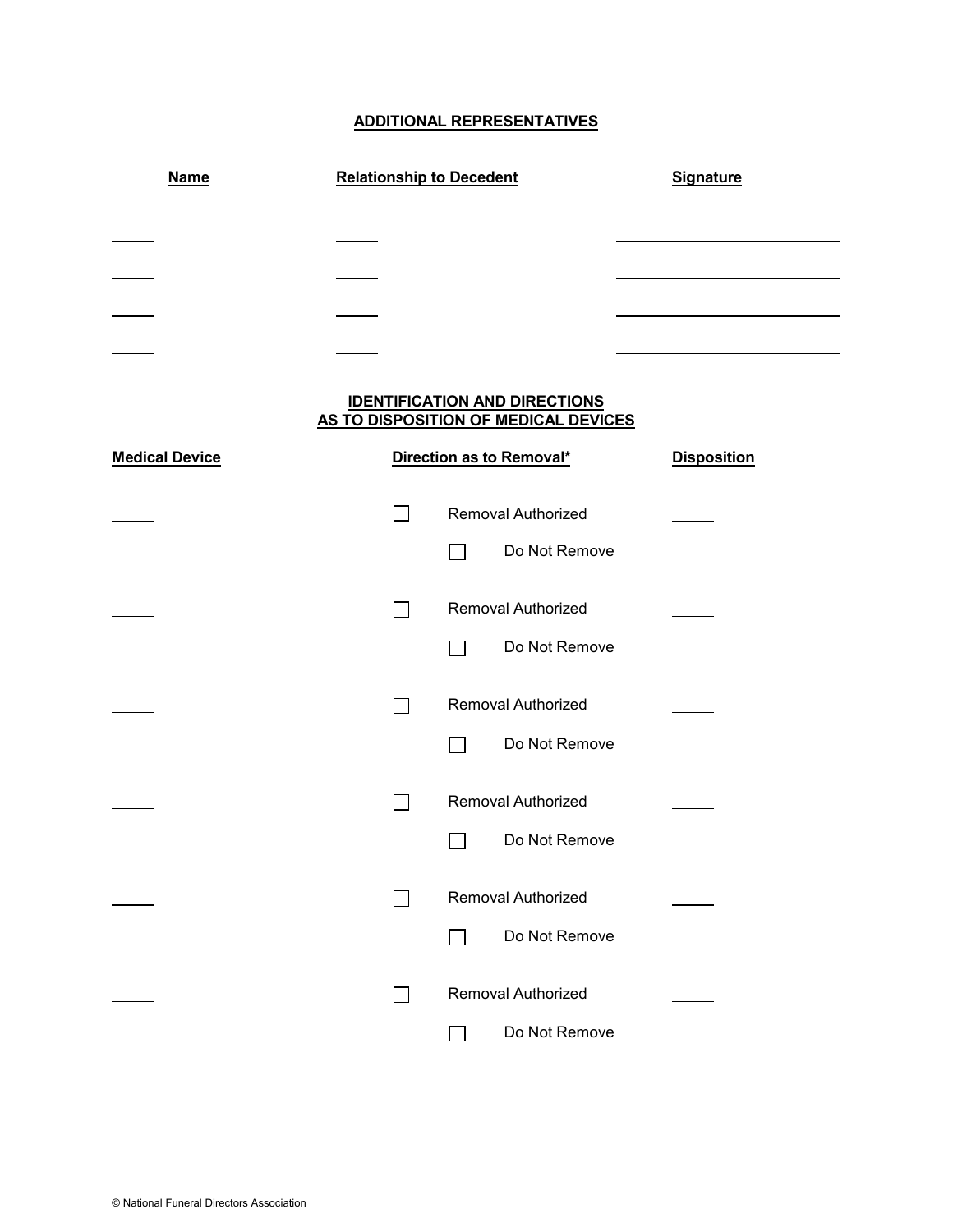## ADDITIONAL REPRESENTATIVES

| Name | Relationship to Decedent | Signature |
|---|---|---|
| | | |
| | | |
| | | |
| | | |

## IDENTIFICATION AND DIRECTIONS AS TO DISPOSITION OF MEDICAL DEVICES

| Medical Device | Direction as to Removal* | Disposition |
|---|---|---|
| | ☐ Removal Authorized<br>☐ Do Not Remove | |
| | ☐ Removal Authorized<br>☐ Do Not Remove | |
| | ☐ Removal Authorized<br>☐ Do Not Remove | |
| | ☐ Removal Authorized<br>☐ Do Not Remove | |
| | ☐ Removal Authorized<br>☐ Do Not Remove | |
| | ☐ Removal Authorized<br>☐ Do Not Remove | |

© National Funeral Directors Association